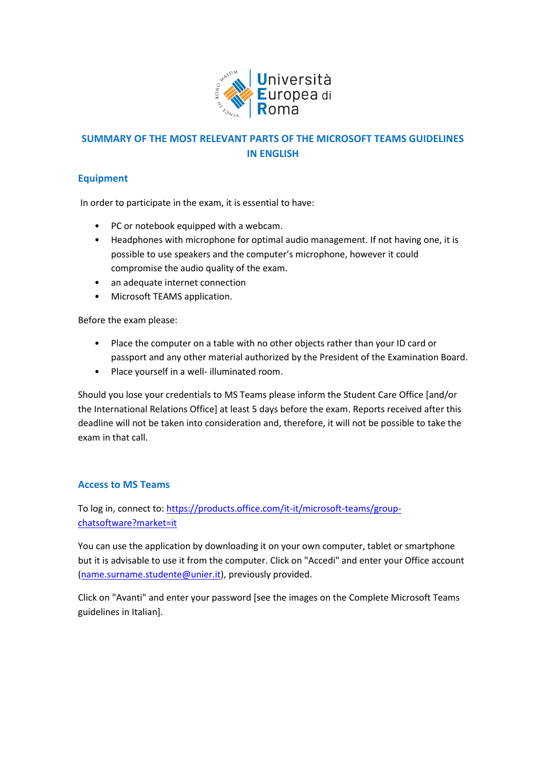# SUMMARY OF THE MOST RELEVANT PARTS OF THE MICROSOFT TEAMS GUIDELINES IN ENGLISH

## Equipment

In order to participate in the exam, it is essential to have:

- PC or notebook equipped with a webcam.
- Headphones with microphone for optimal audio management. If not having one, it is possible to use speakers and the computer's microphone, however it could compromise the audio quality of the exam.
- an adequate internet connection
- Microsoft TEAMS application.

Before the exam please:

- Place the computer on a table with no other objects rather than your ID card or passport and any other material authorized by the President of the Examination Board.
- Place yourself in a well- illuminated room.

Should you lose your credentials to MS Teams please inform the Student Care Office [and/or the International Relations Office] at least 5 days before the exam. Reports received after this deadline will not be taken into consideration and, therefore, it will not be possible to take the exam in that call.

## Access to MS Teams

To log in, connect to: https://products.office.com/it-it/microsoft-teams/group-chatsoftware?market=it

You can use the application by downloading it on your own computer, tablet or smartphone but it is advisable to use it from the computer. Click on "Accedi" and enter your Office account (name.surname.studente@unier.it), previously provided.

Click on "Avanti" and enter your password [see the images on the Complete Microsoft Teams guidelines in Italian].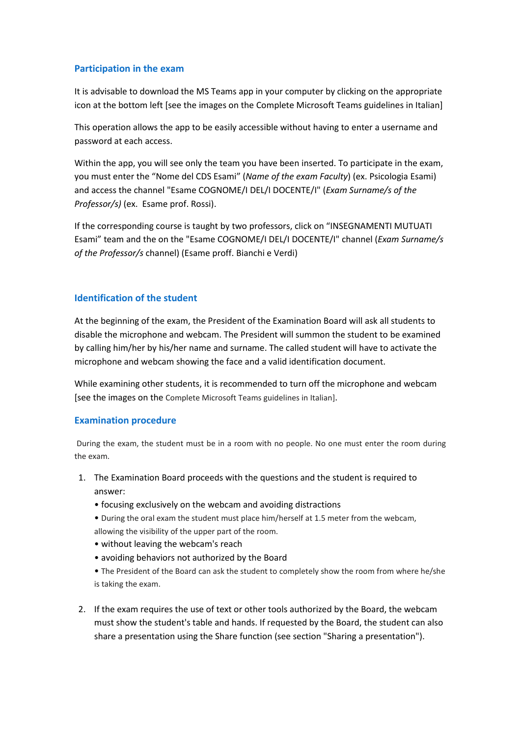## Participation in the exam

It is advisable to download the MS Teams app in your computer by clicking on the appropriate icon at the bottom left [see the images on the Complete Microsoft Teams guidelines in Italian]

This operation allows the app to be easily accessible without having to enter a username and password at each access.

Within the app, you will see only the team you have been inserted. To participate in the exam, you must enter the "Nome del CDS Esami" (*Name of the exam Faculty*) (ex. Psicologia Esami) and access the channel "Esame COGNOME/I DEL/I DOCENTE/I" (*Exam Surname/s of the Professor/s)* (ex. Esame prof. Rossi).

If the corresponding course is taught by two professors, click on "INSEGNAMENTI MUTUATI Esami" team and the on the "Esame COGNOME/I DEL/I DOCENTE/I" channel (*Exam Surname/s of the Professor/s* channel) (Esame proff. Bianchi e Verdi)

## Identification of the student

At the beginning of the exam, the President of the Examination Board will ask all students to disable the microphone and webcam. The President will summon the student to be examined by calling him/her by his/her name and surname. The called student will have to activate the microphone and webcam showing the face and a valid identification document.

While examining other students, it is recommended to turn off the microphone and webcam [see the images on the Complete Microsoft Teams guidelines in Italian].

## Examination procedure

During the exam, the student must be in a room with no people. No one must enter the room during the exam.

1. The Examination Board proceeds with the questions and the student is required to answer:
   - focusing exclusively on the webcam and avoiding distractions
   - During the oral exam the student must place him/herself at 1.5 meter from the webcam, allowing the visibility of the upper part of the room.
   - without leaving the webcam's reach
   - avoiding behaviors not authorized by the Board
   - The President of the Board can ask the student to completely show the room from where he/she is taking the exam.

2. If the exam requires the use of text or other tools authorized by the Board, the webcam must show the student's table and hands. If requested by the Board, the student can also share a presentation using the Share function (see section "Sharing a presentation").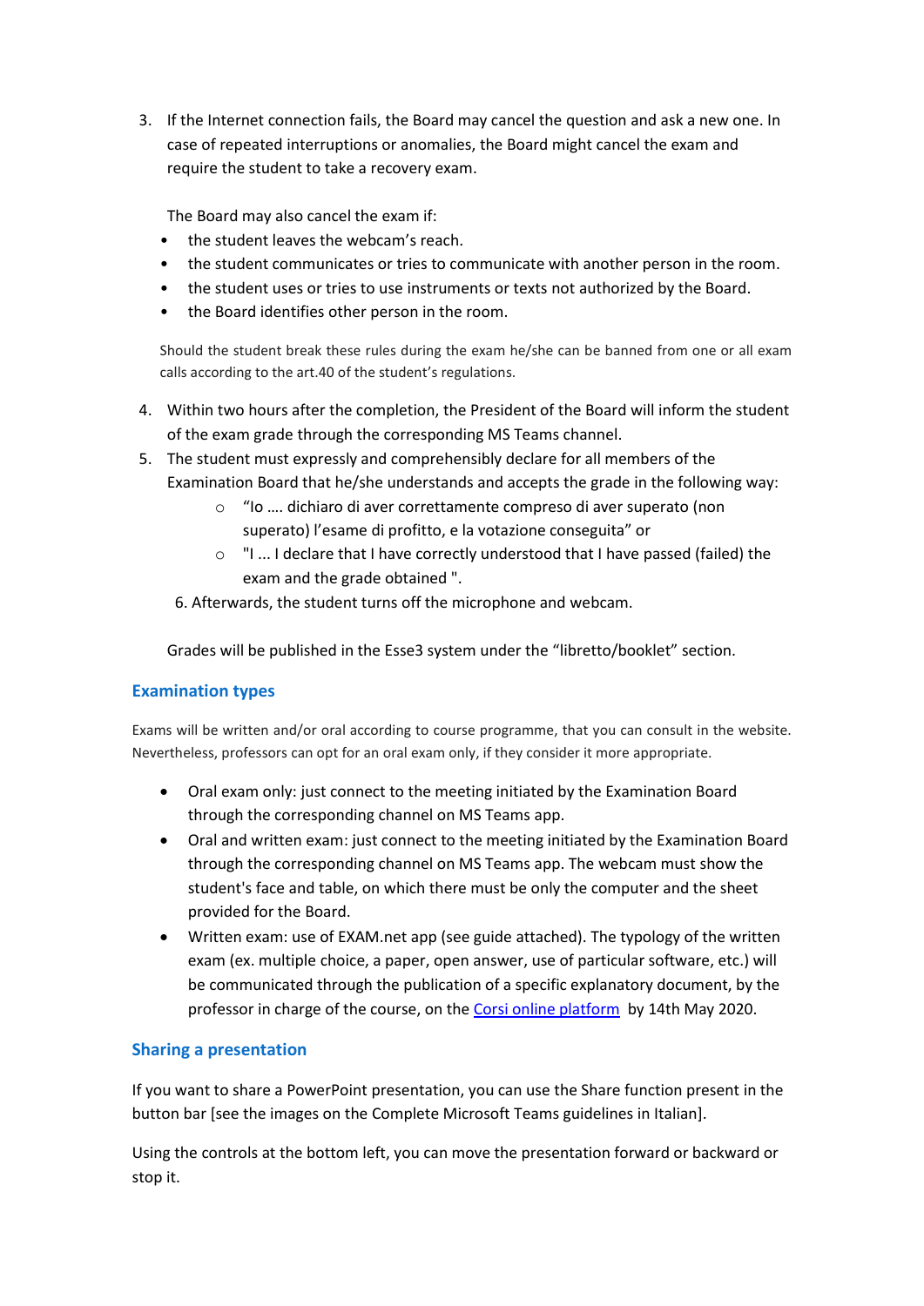3. If the Internet connection fails, the Board may cancel the question and ask a new one. In case of repeated interruptions or anomalies, the Board might cancel the exam and require the student to take a recovery exam.

   The Board may also cancel the exam if:

   - the student leaves the webcam's reach.
   - the student communicates or tries to communicate with another person in the room.
   - the student uses or tries to use instruments or texts not authorized by the Board.
   - the Board identifies other person in the room.

   Should the student break these rules during the exam he/she can be banned from one or all exam calls according to the art.40 of the student's regulations.

4. Within two hours after the completion, the President of the Board will inform the student of the exam grade through the corresponding MS Teams channel.
5. The student must expressly and comprehensibly declare for all members of the Examination Board that he/she understands and accepts the grade in the following way:
   - "Io …. dichiaro di aver correttamente compreso di aver superato (non superato) l'esame di profitto, e la votazione conseguita" or
   - "I ... I declare that I have correctly understood that I have passed (failed) the exam and the grade obtained ".
6. Afterwards, the student turns off the microphone and webcam.

Grades will be published in the Esse3 system under the "libretto/booklet" section.

## Examination types

Exams will be written and/or oral according to course programme, that you can consult in the website. Nevertheless, professors can opt for an oral exam only, if they consider it more appropriate.

- Oral exam only: just connect to the meeting initiated by the Examination Board through the corresponding channel on MS Teams app.
- Oral and written exam: just connect to the meeting initiated by the Examination Board through the corresponding channel on MS Teams app. The webcam must show the student's face and table, on which there must be only the computer and the sheet provided for the Board.
- Written exam: use of EXAM.net app (see guide attached). The typology of the written exam (ex. multiple choice, a paper, open answer, use of particular software, etc.) will be communicated through the publication of a specific explanatory document, by the professor in charge of the course, on the Corsi online platform by 14th May 2020.

## Sharing a presentation

If you want to share a PowerPoint presentation, you can use the Share function present in the button bar [see the images on the Complete Microsoft Teams guidelines in Italian].

Using the controls at the bottom left, you can move the presentation forward or backward or stop it.